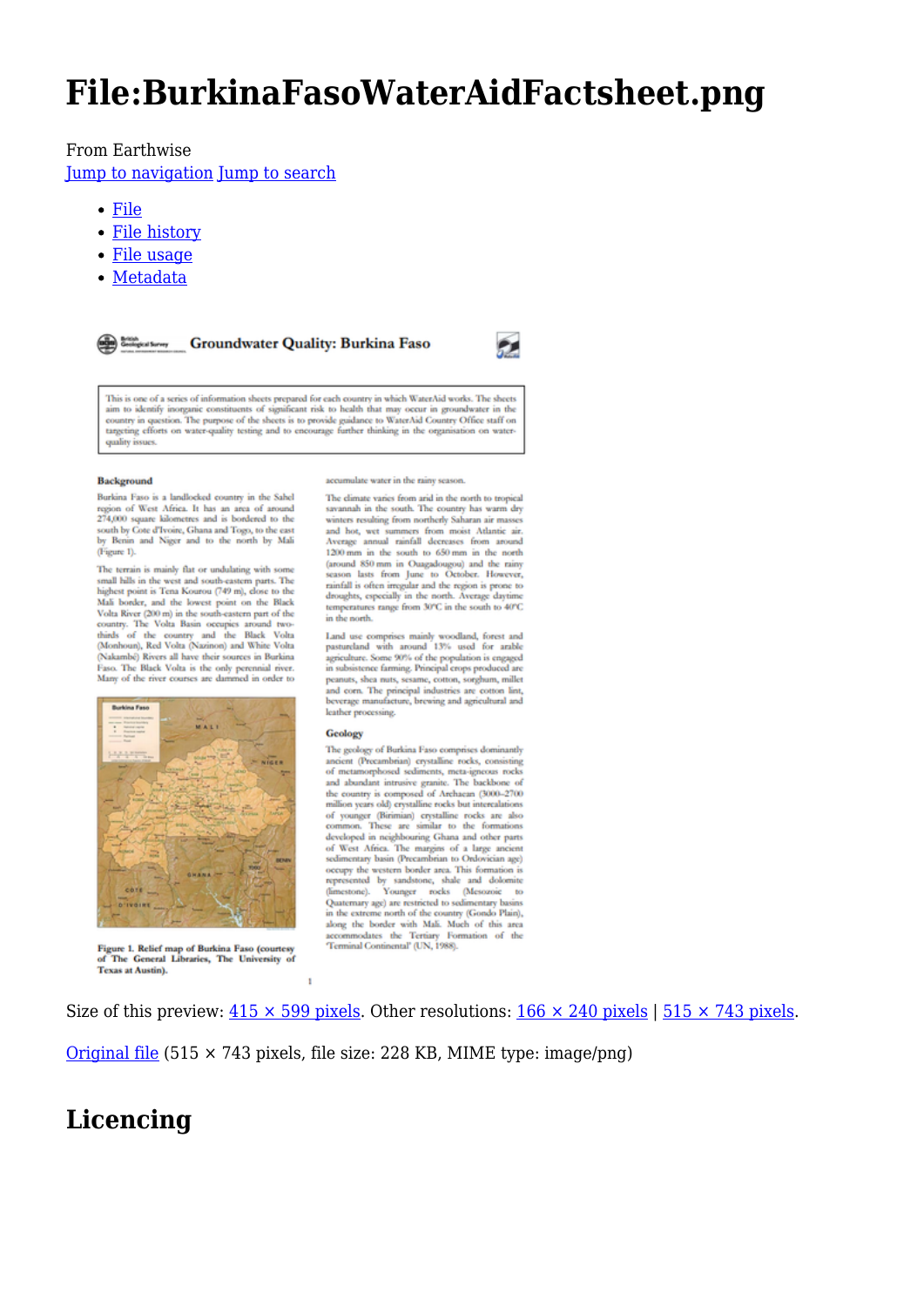# File:BurkinaFasoWaterAidFactsheet.png

From Earthwise

Jump to navigation Jump to search

- File
- File history
- File usage
- Metadata

**Groundwater Quality: Burkina Faso**

This is one of a series of information sheets prepared for each country in which WaterAid works. The sheets aim to identify inorganic constituents of significant risk to health that may occur in groundwater in the country in question. The purpose of the sheets is to provide guidance to WaterAid Country Office staff on targeting efforts on water-quality testing and to encourage further thinking in the organisation on water-quality issues.

**Background**

Burkina Faso is a landlocked country in the Sahel region of West Africa. It has an area of around 274,000 square kilometres and is bordered to the south by Cote d'Ivoire, Ghana and Togo, to the east by Benin and Niger and to the north by Mali (Figure 1).

The terrain is mainly flat or undulating with some small hills in the west and south-eastern parts. The highest point is Tena Kourou (749 m), close to the Mali border, and the lowest point on the Black Volta River (200 m) in the south-eastern part of the country. The Volta Basin occupies around two-thirds of the country and the Black Volta (Mouhoun), Red Volta (Nazinon) and White Volta (Nakambé) Rivers all have their sources in Burkina Faso. The Black Volta is the only perennial river. Many of the river courses are dammed in order to accumulate water in the rainy season.

**Figure 1.** Relief map of Burkina Faso (courtesy of The General Libraries, The University of Texas at Austin).

The climate varies from arid in the north to tropical savannah in the south. The country has warm dry winters resulting from northerly Saharan air masses and hot, wet summers from moist Atlantic air. Average annual rainfall decreases from around 1200 mm in the south to 650 mm in the north (around 850 mm in Ouagadougou) and the rainy season lasts from June to October. However, rainfall is often irregular and the region is prone to droughts, especially in the north. Average daytime temperatures range from 30°C in the south to 40°C in the north.

Land use comprises mainly woodland, forest and pastureland with around 13% used for arable agriculture. Some 90% of the population is engaged in subsistence farming. Principal crops produced are peanuts, shea nuts, sesame, cotton, sorghum, millet and corn. The principal industries are cotton lint, beverage manufacture, brewing and agricultural and leather processing.

**Geology**

The geology of Burkina Faso comprises dominantly ancient (Precambrian) crystalline rocks, consisting of metamorphosed sediments, meta-igneous rocks and abundant intrusive granite. The backbone of the country is composed of Archaean (3000–2700 million years old) crystalline rocks but intercalations of younger (Birimian) crystalline rocks are also common. These are similar to the formations developed in neighbouring Ghana and other parts of West Africa. The margins of a large ancient sedimentary basin (Precambrian to Ordovician age) occupy the western border area. This formation is represented by sandstone, shale and dolomite (limestone). Younger rocks (Mesozoic to Quaternary age) are restricted to sedimentary basins in the extreme north of the country (Gondo Plain), along the border with Mali. Much of this area accommodates the Tertiary Formation of the 'Terminal Continental' (UN, 1988).

Size of this preview: 415 × 599 pixels. Other resolutions: 166 × 240 pixels | 515 × 743 pixels.

Original file (515 × 743 pixels, file size: 228 KB, MIME type: image/png)

## Licencing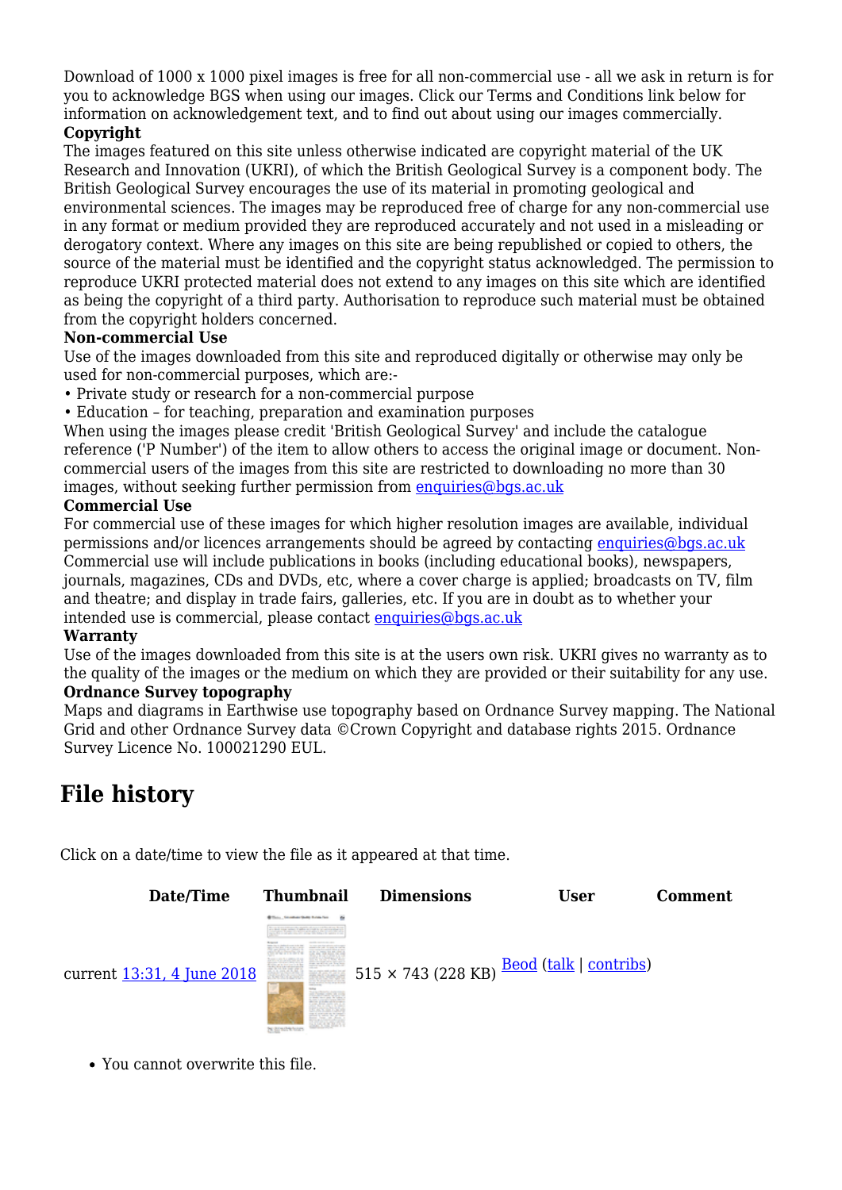Download of 1000 x 1000 pixel images is free for all non-commercial use - all we ask in return is for you to acknowledge BGS when using our images. Click our Terms and Conditions link below for information on acknowledgement text, and to find out about using our images commercially.

**Copyright**

The images featured on this site unless otherwise indicated are copyright material of the UK Research and Innovation (UKRI), of which the British Geological Survey is a component body. The British Geological Survey encourages the use of its material in promoting geological and environmental sciences. The images may be reproduced free of charge for any non-commercial use in any format or medium provided they are reproduced accurately and not used in a misleading or derogatory context. Where any images on this site are being republished or copied to others, the source of the material must be identified and the copyright status acknowledged. The permission to reproduce UKRI protected material does not extend to any images on this site which are identified as being the copyright of a third party. Authorisation to reproduce such material must be obtained from the copyright holders concerned.

**Non-commercial Use**

Use of the images downloaded from this site and reproduced digitally or otherwise may only be used for non-commercial purposes, which are:-

- Private study or research for a non-commercial purpose
- Education – for teaching, preparation and examination purposes

When using the images please credit 'British Geological Survey' and include the catalogue reference ('P Number') of the item to allow others to access the original image or document. Non-commercial users of the images from this site are restricted to downloading no more than 30 images, without seeking further permission from enquiries@bgs.ac.uk

**Commercial Use**

For commercial use of these images for which higher resolution images are available, individual permissions and/or licences arrangements should be agreed by contacting enquiries@bgs.ac.uk Commercial use will include publications in books (including educational books), newspapers, journals, magazines, CDs and DVDs, etc, where a cover charge is applied; broadcasts on TV, film and theatre; and display in trade fairs, galleries, etc. If you are in doubt as to whether your intended use is commercial, please contact enquiries@bgs.ac.uk

**Warranty**

Use of the images downloaded from this site is at the users own risk. UKRI gives no warranty as to the quality of the images or the medium on which they are provided or their suitability for any use.

**Ordnance Survey topography**

Maps and diagrams in Earthwise use topography based on Ordnance Survey mapping. The National Grid and other Ordnance Survey data ©Crown Copyright and database rights 2015. Ordnance Survey Licence No. 100021290 EUL.

## File history

Click on a date/time to view the file as it appeared at that time.

| | Date/Time | Thumbnail | Dimensions | User | Comment |
|---|---|---|---|---|---|
| current | 13:31, 4 June 2018 | | 515 × 743 (228 KB) | Beod (talk \| contribs) | |

- You cannot overwrite this file.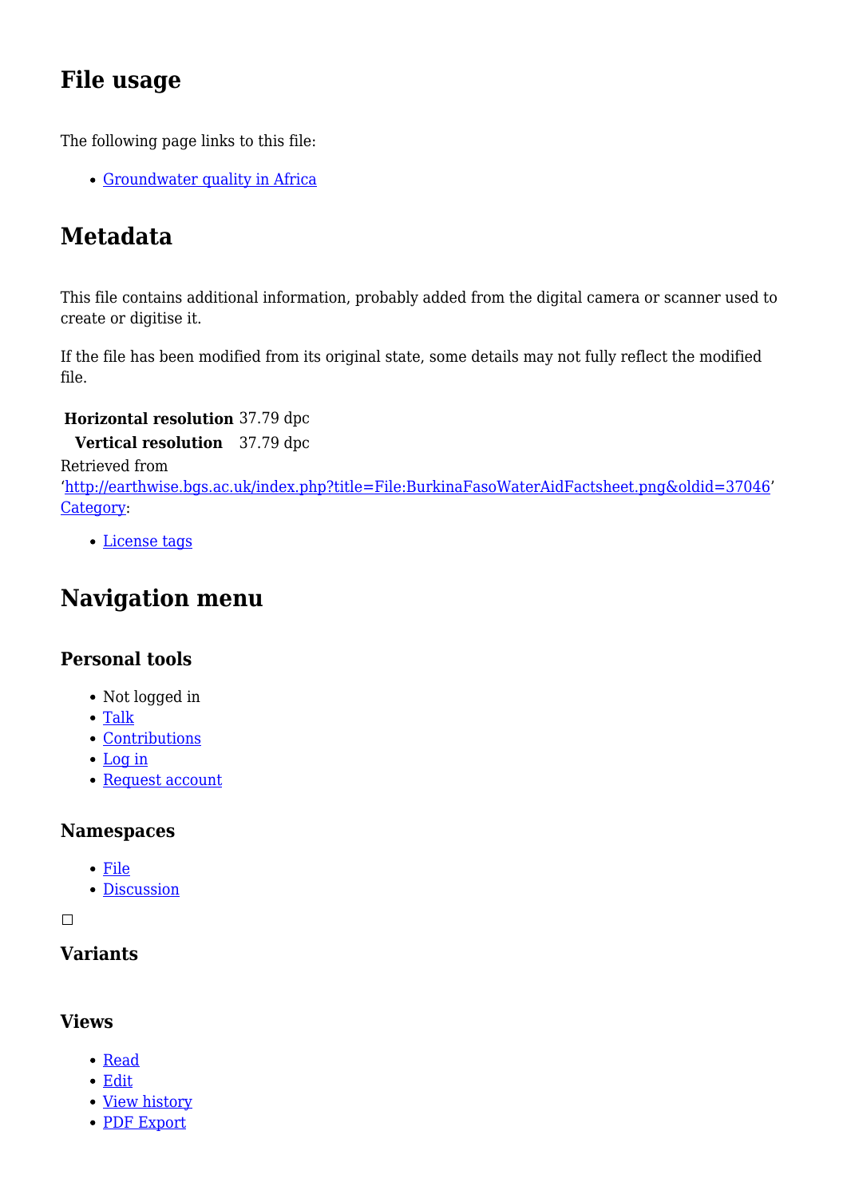## File usage

The following page links to this file:

- Groundwater quality in Africa

## Metadata

This file contains additional information, probably added from the digital camera or scanner used to create or digitise it.

If the file has been modified from its original state, some details may not fully reflect the modified file.

| **Horizontal resolution** | 37.79 dpc |
|---|---|
| **Vertical resolution** | 37.79 dpc |

Retrieved from 'http://earthwise.bgs.ac.uk/index.php?title=File:BurkinaFasoWaterAidFactsheet.png&oldid=37046'
Category:

- License tags

## Navigation menu

### Personal tools

- Not logged in
- Talk
- Contributions
- Log in
- Request account

### Namespaces

- File
- Discussion

### Variants

### Views

- Read
- Edit
- View history
- PDF Export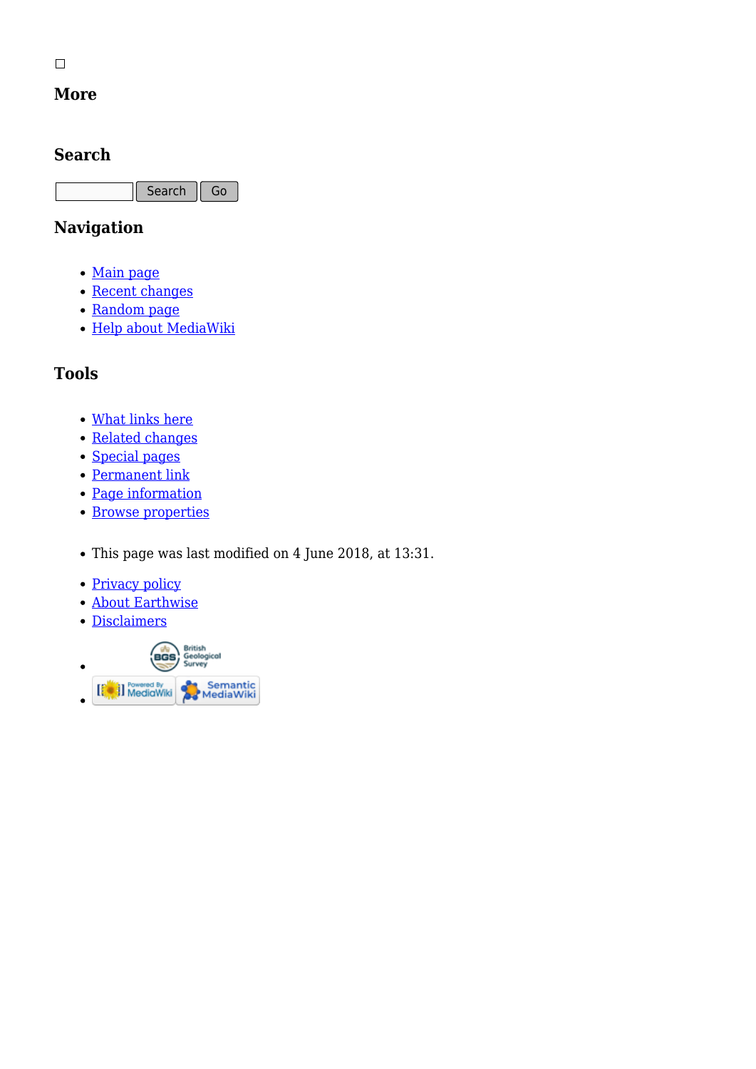### More

### Search

Search Go

### Navigation

- Main page
- Recent changes
- Random page
- Help about MediaWiki

### Tools

- What links here
- Related changes
- Special pages
- Permanent link
- Page information
- Browse properties

- This page was last modified on 4 June 2018, at 13:31.

- Privacy policy
- About Earthwise
- Disclaimers